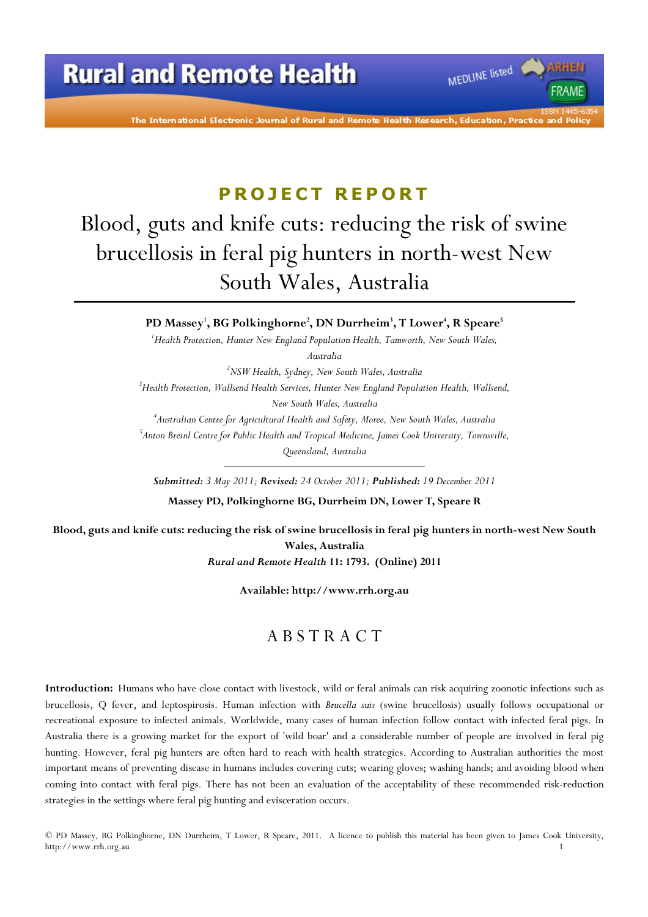PROJECT REPORT

# Blood, guts and knife cuts: reducing the risk of swine brucellosis in feral pig hunters in north-west New South Wales, Australia

**PD Massey[1], BG Polkinghorne[2], DN Durrheim[3], T Lower[4], R Speare[5]**

[1]*Health Protection, Hunter New England Population Health, Tamworth, New South Wales, Australia*

[2]*NSW Health, Sydney, New South Wales, Australia*

[3]*Health Protection, Wallsend Health Services, Hunter New England Population Health, Wallsend, New South Wales, Australia*

[4]*Australian Centre for Agricultural Health and Safety, Moree, New South Wales, Australia*

[5]*Anton Breinl Centre for Public Health and Tropical Medicine, James Cook University, Townsville, Queensland, Australia*

***Submitted:** 3 May 2011; **Revised:** 24 October 2011; **Published:** 19 December 2011*

**Massey PD, Polkinghorne BG, Durrheim DN, Lower T, Speare R**

**Blood, guts and knife cuts: reducing the risk of swine brucellosis in feral pig hunters in north-west New South Wales, Australia**
***Rural and Remote Health* 11: 1793. (Online) 2011**

**Available: http://www.rrh.org.au**

## ABSTRACT

**Introduction:** Humans who have close contact with livestock, wild or feral animals can risk acquiring zoonotic infections such as brucellosis, Q fever, and leptospirosis. Human infection with *Brucella suis* (swine brucellosis) usually follows occupational or recreational exposure to infected animals. Worldwide, many cases of human infection follow contact with infected feral pigs. In Australia there is a growing market for the export of 'wild boar' and a considerable number of people are involved in feral pig hunting. However, feral pig hunters are often hard to reach with health strategies. According to Australian authorities the most important means of preventing disease in humans includes covering cuts; wearing gloves; washing hands; and avoiding blood when coming into contact with feral pigs. There has not been an evaluation of the acceptability of these recommended risk-reduction strategies in the settings where feral pig hunting and evisceration occurs.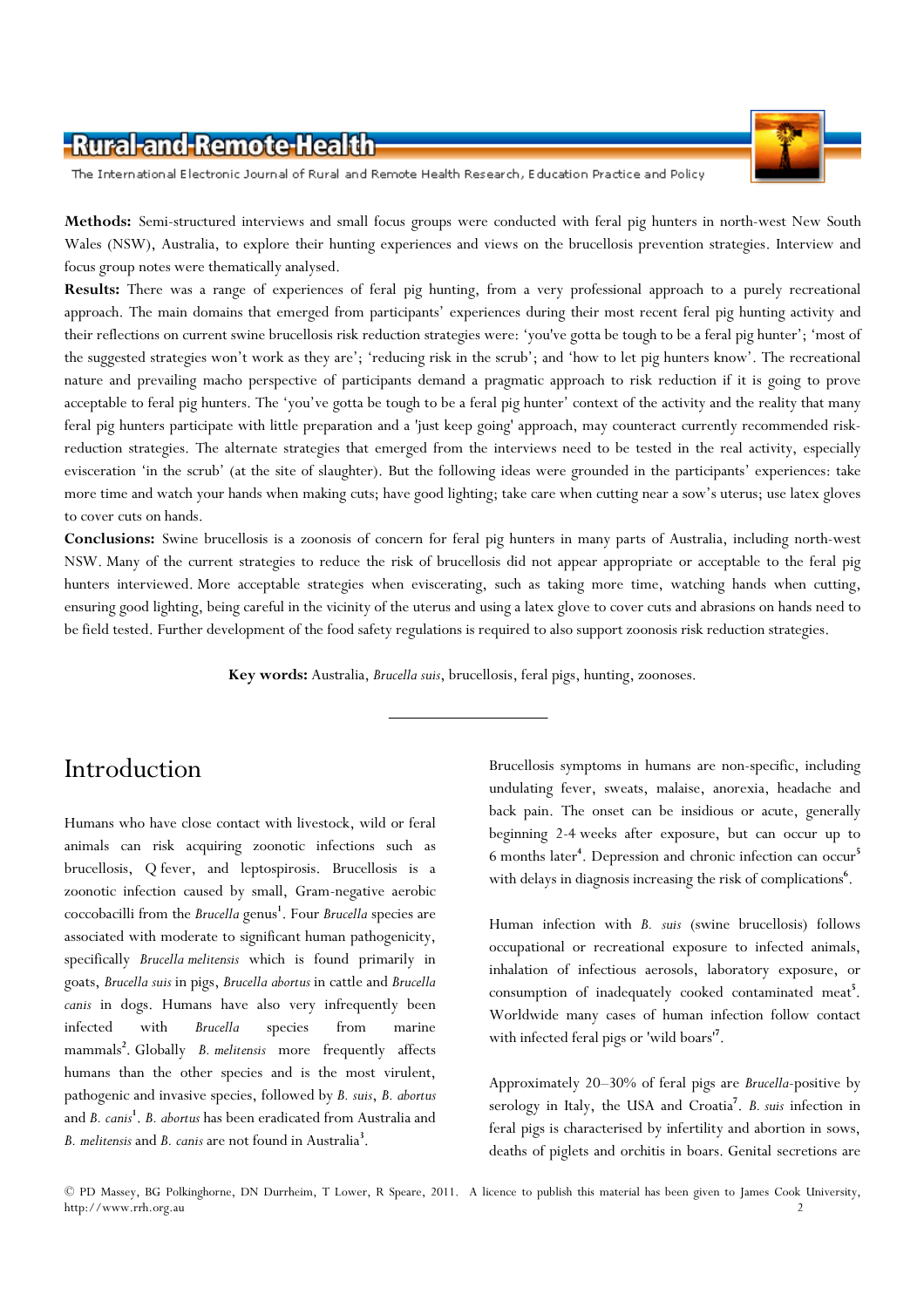**Methods:** Semi-structured interviews and small focus groups were conducted with feral pig hunters in north-west New South Wales (NSW), Australia, to explore their hunting experiences and views on the brucellosis prevention strategies. Interview and focus group notes were thematically analysed.

**Results:** There was a range of experiences of feral pig hunting, from a very professional approach to a purely recreational approach. The main domains that emerged from participants' experiences during their most recent feral pig hunting activity and their reflections on current swine brucellosis risk reduction strategies were: 'you've gotta be tough to be a feral pig hunter'; 'most of the suggested strategies won't work as they are'; 'reducing risk in the scrub'; and 'how to let pig hunters know'. The recreational nature and prevailing macho perspective of participants demand a pragmatic approach to risk reduction if it is going to prove acceptable to feral pig hunters. The 'you've gotta be tough to be a feral pig hunter' context of the activity and the reality that many feral pig hunters participate with little preparation and a 'just keep going' approach, may counteract currently recommended risk-reduction strategies. The alternate strategies that emerged from the interviews need to be tested in the real activity, especially evisceration 'in the scrub' (at the site of slaughter). But the following ideas were grounded in the participants' experiences: take more time and watch your hands when making cuts; have good lighting; take care when cutting near a sow's uterus; use latex gloves to cover cuts on hands.

**Conclusions:** Swine brucellosis is a zoonosis of concern for feral pig hunters in many parts of Australia, including north-west NSW. Many of the current strategies to reduce the risk of brucellosis did not appear appropriate or acceptable to the feral pig hunters interviewed. More acceptable strategies when eviscerating, such as taking more time, watching hands when cutting, ensuring good lighting, being careful in the vicinity of the uterus and using a latex glove to cover cuts and abrasions on hands need to be field tested. Further development of the food safety regulations is required to also support zoonosis risk reduction strategies.

**Key words:** Australia, *Brucella suis*, brucellosis, feral pigs, hunting, zoonoses.

# Introduction

Humans who have close contact with livestock, wild or feral animals can risk acquiring zoonotic infections such as brucellosis, Q fever, and leptospirosis. Brucellosis is a zoonotic infection caused by small, Gram-negative aerobic coccobacilli from the *Brucella* genus[1]. Four *Brucella* species are associated with moderate to significant human pathogenicity, specifically *Brucella melitensis* which is found primarily in goats, *Brucella suis* in pigs, *Brucella abortus* in cattle and *Brucella canis* in dogs. Humans have also very infrequently been infected with *Brucella* species from marine mammals[2]. Globally *B. melitensis* more frequently affects humans than the other species and is the most virulent, pathogenic and invasive species, followed by *B. suis*, *B. abortus* and *B. canis*[1]. *B. abortus* has been eradicated from Australia and *B. melitensis* and *B. canis* are not found in Australia[3].

Brucellosis symptoms in humans are non-specific, including undulating fever, sweats, malaise, anorexia, headache and back pain. The onset can be insidious or acute, generally beginning 2-4 weeks after exposure, but can occur up to 6 months later[4]. Depression and chronic infection can occur[5] with delays in diagnosis increasing the risk of complications[6].

Human infection with *B. suis* (swine brucellosis) follows occupational or recreational exposure to infected animals, inhalation of infectious aerosols, laboratory exposure, or consumption of inadequately cooked contaminated meat[5]. Worldwide many cases of human infection follow contact with infected feral pigs or 'wild boars'[7].

Approximately 20–30% of feral pigs are *Brucella*-positive by serology in Italy, the USA and Croatia[7]. *B. suis* infection in feral pigs is characterised by infertility and abortion in sows, deaths of piglets and orchitis in boars. Genital secretions are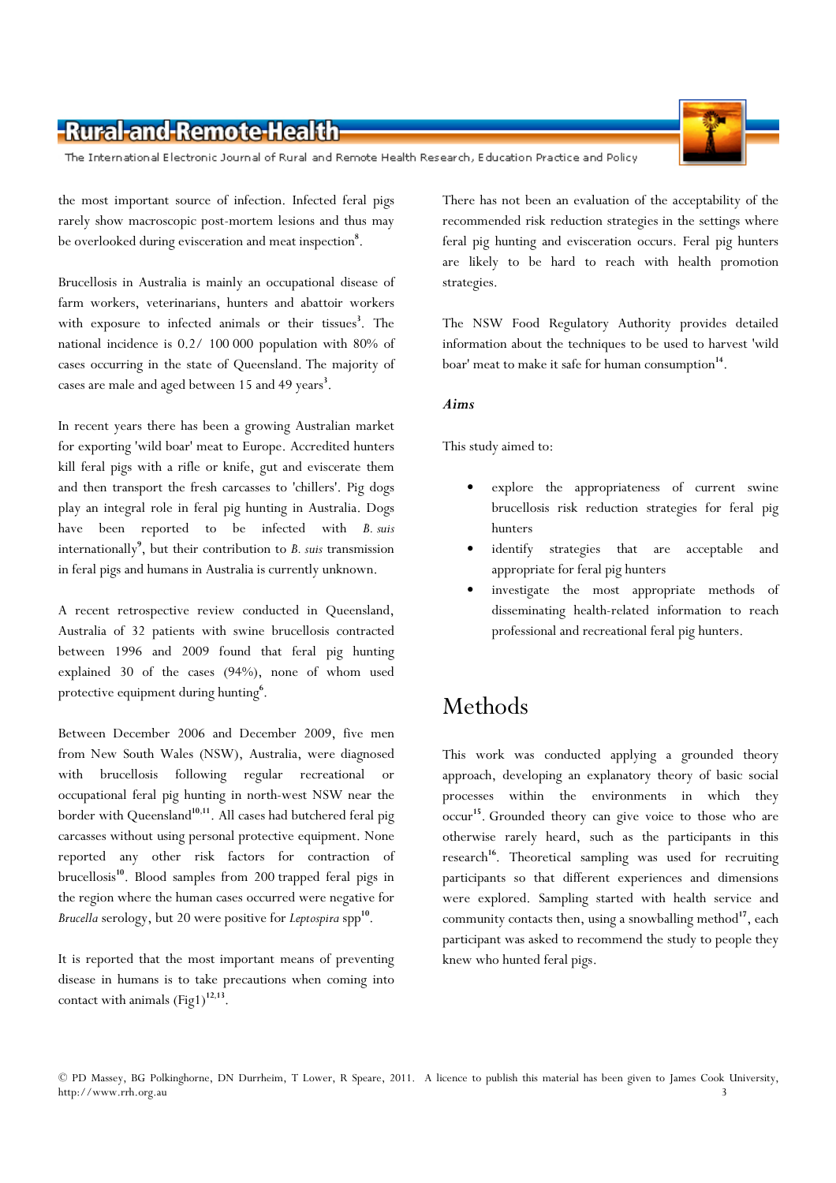the most important source of infection. Infected feral pigs rarely show macroscopic post-mortem lesions and thus may be overlooked during evisceration and meat inspection[8].

Brucellosis in Australia is mainly an occupational disease of farm workers, veterinarians, hunters and abattoir workers with exposure to infected animals or their tissues[3]. The national incidence is 0.2/ 100 000 population with 80% of cases occurring in the state of Queensland. The majority of cases are male and aged between 15 and 49 years[3].

In recent years there has been a growing Australian market for exporting 'wild boar' meat to Europe. Accredited hunters kill feral pigs with a rifle or knife, gut and eviscerate them and then transport the fresh carcasses to 'chillers'. Pig dogs play an integral role in feral pig hunting in Australia. Dogs have been reported to be infected with *B. suis* internationally[9], but their contribution to *B. suis* transmission in feral pigs and humans in Australia is currently unknown.

A recent retrospective review conducted in Queensland, Australia of 32 patients with swine brucellosis contracted between 1996 and 2009 found that feral pig hunting explained 30 of the cases (94%), none of whom used protective equipment during hunting[6].

Between December 2006 and December 2009, five men from New South Wales (NSW), Australia, were diagnosed with brucellosis following regular recreational or occupational feral pig hunting in north-west NSW near the border with Queensland[10,11]. All cases had butchered feral pig carcasses without using personal protective equipment. None reported any other risk factors for contraction of brucellosis[10]. Blood samples from 200 trapped feral pigs in the region where the human cases occurred were negative for *Brucella* serology, but 20 were positive for *Leptospira* spp[10].

It is reported that the most important means of preventing disease in humans is to take precautions when coming into contact with animals (Fig1)[12,13].

There has not been an evaluation of the acceptability of the recommended risk reduction strategies in the settings where feral pig hunting and evisceration occurs. Feral pig hunters are likely to be hard to reach with health promotion strategies.

The NSW Food Regulatory Authority provides detailed information about the techniques to be used to harvest 'wild boar' meat to make it safe for human consumption[14].

### *Aims*

This study aimed to:

- explore the appropriateness of current swine brucellosis risk reduction strategies for feral pig hunters
- identify strategies that are acceptable and appropriate for feral pig hunters
- investigate the most appropriate methods of disseminating health-related information to reach professional and recreational feral pig hunters.

## Methods

This work was conducted applying a grounded theory approach, developing an explanatory theory of basic social processes within the environments in which they occur[15]. Grounded theory can give voice to those who are otherwise rarely heard, such as the participants in this research[16]. Theoretical sampling was used for recruiting participants so that different experiences and dimensions were explored. Sampling started with health service and community contacts then, using a snowballing method[17], each participant was asked to recommend the study to people they knew who hunted feral pigs.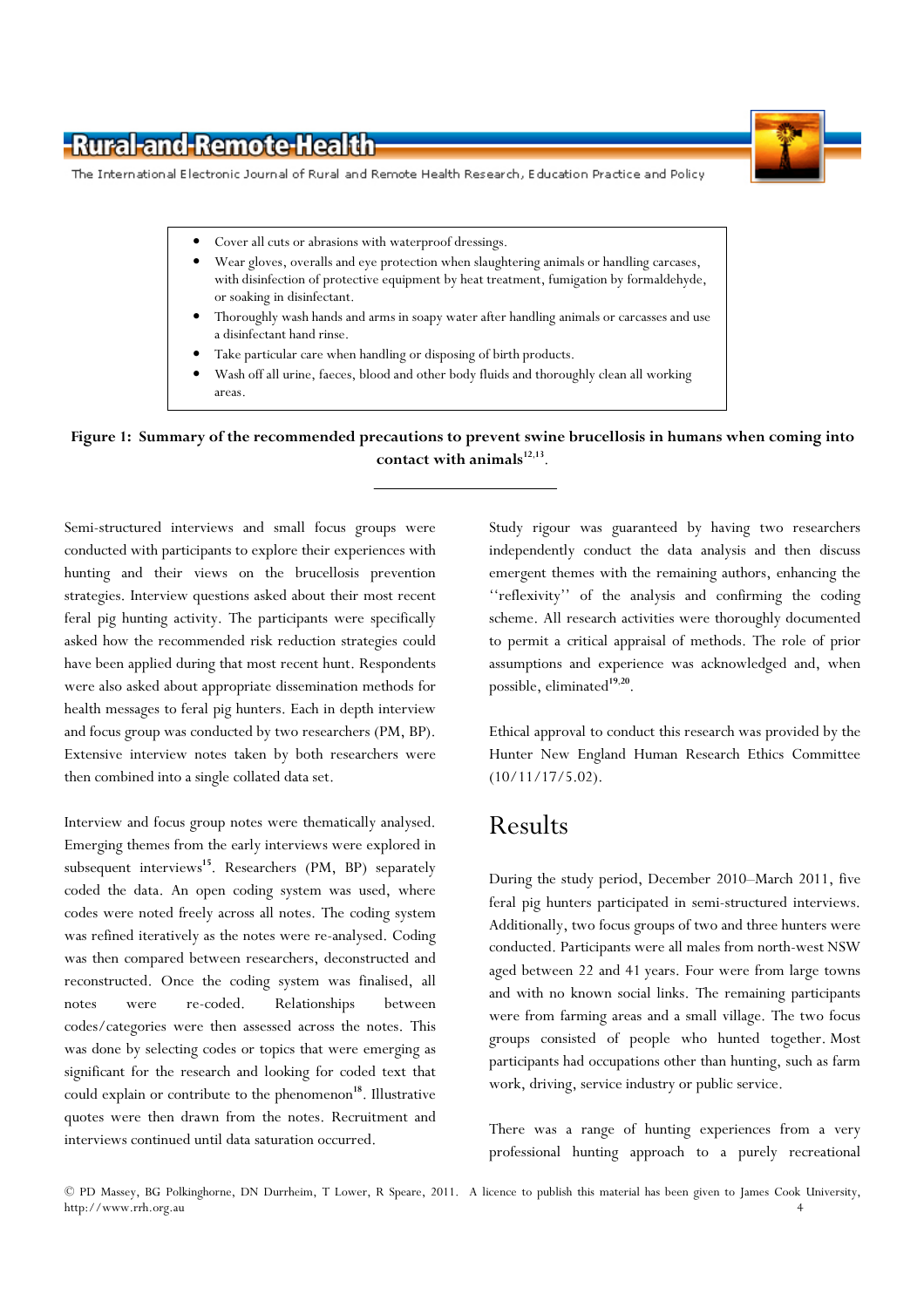- Cover all cuts or abrasions with waterproof dressings.
- Wear gloves, overalls and eye protection when slaughtering animals or handling carcases, with disinfection of protective equipment by heat treatment, fumigation by formaldehyde, or soaking in disinfectant.
- Thoroughly wash hands and arms in soapy water after handling animals or carcasses and use a disinfectant hand rinse.
- Take particular care when handling or disposing of birth products.
- Wash off all urine, faeces, blood and other body fluids and thoroughly clean all working areas.

**Figure 1: Summary of the recommended precautions to prevent swine brucellosis in humans when coming into contact with animals[12,13].**

Semi-structured interviews and small focus groups were conducted with participants to explore their experiences with hunting and their views on the brucellosis prevention strategies. Interview questions asked about their most recent feral pig hunting activity. The participants were specifically asked how the recommended risk reduction strategies could have been applied during that most recent hunt. Respondents were also asked about appropriate dissemination methods for health messages to feral pig hunters. Each in depth interview and focus group was conducted by two researchers (PM, BP). Extensive interview notes taken by both researchers were then combined into a single collated data set.

Interview and focus group notes were thematically analysed. Emerging themes from the early interviews were explored in subsequent interviews[15]. Researchers (PM, BP) separately coded the data. An open coding system was used, where codes were noted freely across all notes. The coding system was refined iteratively as the notes were re-analysed. Coding was then compared between researchers, deconstructed and reconstructed. Once the coding system was finalised, all notes were re-coded. Relationships between codes/categories were then assessed across the notes. This was done by selecting codes or topics that were emerging as significant for the research and looking for coded text that could explain or contribute to the phenomenon[18]. Illustrative quotes were then drawn from the notes. Recruitment and interviews continued until data saturation occurred.

Study rigour was guaranteed by having two researchers independently conduct the data analysis and then discuss emergent themes with the remaining authors, enhancing the ''reflexivity'' of the analysis and confirming the coding scheme. All research activities were thoroughly documented to permit a critical appraisal of methods. The role of prior assumptions and experience was acknowledged and, when possible, eliminated[19,20].

Ethical approval to conduct this research was provided by the Hunter New England Human Research Ethics Committee (10/11/17/5.02).

# Results

During the study period, December 2010–March 2011, five feral pig hunters participated in semi-structured interviews. Additionally, two focus groups of two and three hunters were conducted. Participants were all males from north-west NSW aged between 22 and 41 years. Four were from large towns and with no known social links. The remaining participants were from farming areas and a small village. The two focus groups consisted of people who hunted together. Most participants had occupations other than hunting, such as farm work, driving, service industry or public service.

There was a range of hunting experiences from a very professional hunting approach to a purely recreational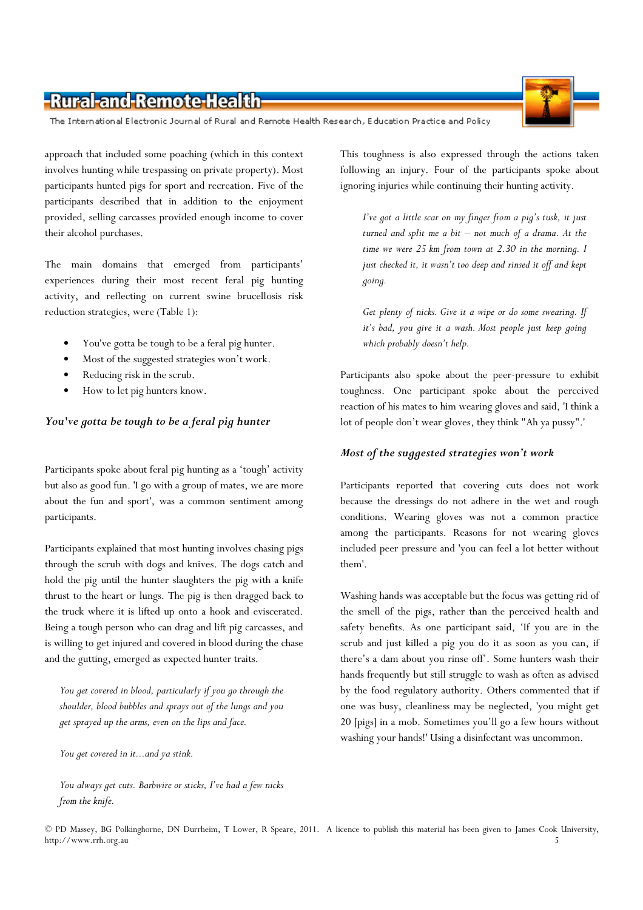approach that included some poaching (which in this context involves hunting while trespassing on private property). Most participants hunted pigs for sport and recreation. Five of the participants described that in addition to the enjoyment provided, selling carcasses provided enough income to cover their alcohol purchases.

The main domains that emerged from participants' experiences during their most recent feral pig hunting activity, and reflecting on current swine brucellosis risk reduction strategies, were (Table 1):

- You've gotta be tough to be a feral pig hunter.
- Most of the suggested strategies won't work.
- Reducing risk in the scrub.
- How to let pig hunters know.

### *You've gotta be tough to be a feral pig hunter*

Participants spoke about feral pig hunting as a 'tough' activity but also as good fun. 'I go with a group of mates, we are more about the fun and sport', was a common sentiment among participants.

Participants explained that most hunting involves chasing pigs through the scrub with dogs and knives. The dogs catch and hold the pig until the hunter slaughters the pig with a knife thrust to the heart or lungs. The pig is then dragged back to the truck where it is lifted up onto a hook and eviscerated. Being a tough person who can drag and lift pig carcasses, and is willing to get injured and covered in blood during the chase and the gutting, emerged as expected hunter traits.

> *You get covered in blood, particularly if you go through the shoulder, blood bubbles and sprays out of the lungs and you get sprayed up the arms, even on the lips and face.*

> *You get covered in it…and ya stink.*

> *You always get cuts. Barbwire or sticks, I've had a few nicks from the knife.*

This toughness is also expressed through the actions taken following an injury. Four of the participants spoke about ignoring injuries while continuing their hunting activity.

> *I've got a little scar on my finger from a pig's tusk, it just turned and split me a bit – not much of a drama. At the time we were 25 km from town at 2.30 in the morning. I just checked it, it wasn't too deep and rinsed it off and kept going.*

> *Get plenty of nicks. Give it a wipe or do some swearing. If it's bad, you give it a wash. Most people just keep going which probably doesn't help.*

Participants also spoke about the peer-pressure to exhibit toughness. One participant spoke about the perceived reaction of his mates to him wearing gloves and said, 'I think a lot of people don't wear gloves, they think "Ah ya pussy".'

### *Most of the suggested strategies won't work*

Participants reported that covering cuts does not work because the dressings do not adhere in the wet and rough conditions. Wearing gloves was not a common practice among the participants. Reasons for not wearing gloves included peer pressure and 'you can feel a lot better without them'.

Washing hands was acceptable but the focus was getting rid of the smell of the pigs, rather than the perceived health and safety benefits. As one participant said, 'If you are in the scrub and just killed a pig you do it as soon as you can, if there's a dam about you rinse off'. Some hunters wash their hands frequently but still struggle to wash as often as advised by the food regulatory authority. Others commented that if one was busy, cleanliness may be neglected, 'you might get 20 [pigs] in a mob. Sometimes you'll go a few hours without washing your hands!' Using a disinfectant was uncommon.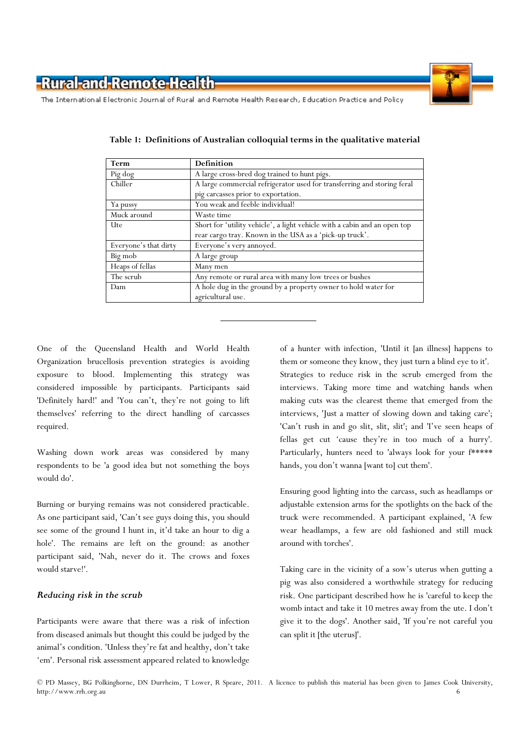**Table 1: Definitions of Australian colloquial terms in the qualitative material**

| Term | Definition |
|---|---|
| Pig dog | A large cross-bred dog trained to hunt pigs. |
| Chiller | A large commercial refrigerator used for transferring and storing feral pig carcasses prior to exportation. |
| Ya pussy | You weak and feeble individual! |
| Muck around | Waste time |
| Ute | Short for 'utility vehicle', a light vehicle with a cabin and an open top rear cargo tray. Known in the USA as a 'pick-up truck'. |
| Everyone's that dirty | Everyone's very annoyed. |
| Big mob | A large group |
| Heaps of fellas | Many men |
| The scrub | Any remote or rural area with many low trees or bushes |
| Dam | A hole dug in the ground by a property owner to hold water for agricultural use. |

---

One of the Queensland Health and World Health Organization brucellosis prevention strategies is avoiding exposure to blood. Implementing this strategy was considered impossible by participants. Participants said 'Definitely hard!' and 'You can't, they're not going to lift themselves' referring to the direct handling of carcasses required.

Washing down work areas was considered by many respondents to be 'a good idea but not something the boys would do'.

Burning or burying remains was not considered practicable. As one participant said, 'Can't see guys doing this, you should see some of the ground I hunt in, it'd take an hour to dig a hole'. The remains are left on the ground: as another participant said, 'Nah, never do it. The crows and foxes would starve!'.

### *Reducing risk in the scrub*

Participants were aware that there was a risk of infection from diseased animals but thought this could be judged by the animal's condition. 'Unless they're fat and healthy, don't take 'em'. Personal risk assessment appeared related to knowledge of a hunter with infection, 'Until it [an illness] happens to them or someone they know, they just turn a blind eye to it'. Strategies to reduce risk in the scrub emerged from the interviews. Taking more time and watching hands when making cuts was the clearest theme that emerged from the interviews, 'Just a matter of slowing down and taking care'; 'Can't rush in and go slit, slit, slit'; and 'I've seen heaps of fellas get cut 'cause they're in too much of a hurry'. Particularly, hunters need to 'always look for your f***** hands, you don't wanna [want to] cut them'.

Ensuring good lighting into the carcass, such as headlamps or adjustable extension arms for the spotlights on the back of the truck were recommended. A participant explained, 'A few wear headlamps, a few are old fashioned and still muck around with torches'.

Taking care in the vicinity of a sow's uterus when gutting a pig was also considered a worthwhile strategy for reducing risk. One participant described how he is 'careful to keep the womb intact and take it 10 metres away from the ute. I don't give it to the dogs'. Another said, 'If you're not careful you can split it [the uterus]'.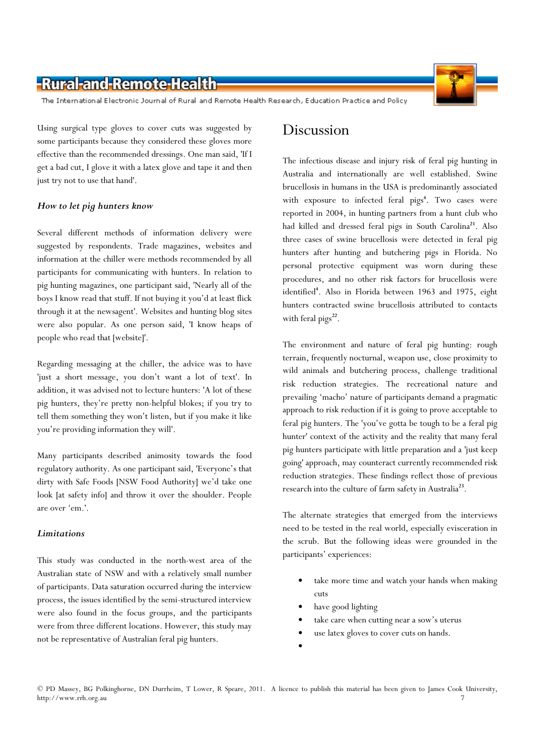Using surgical type gloves to cover cuts was suggested by some participants because they considered these gloves more effective than the recommended dressings. One man said, 'If I get a bad cut, I glove it with a latex glove and tape it and then just try not to use that hand'.

### *How to let pig hunters know*

Several different methods of information delivery were suggested by respondents. Trade magazines, websites and information at the chiller were methods recommended by all participants for communicating with hunters. In relation to pig hunting magazines, one participant said, 'Nearly all of the boys I know read that stuff. If not buying it you'd at least flick through it at the newsagent'. Websites and hunting blog sites were also popular. As one person said, 'I know heaps of people who read that [website]'.

Regarding messaging at the chiller, the advice was to have 'just a short message, you don't want a lot of text'. In addition, it was advised not to lecture hunters: 'A lot of these pig hunters, they're pretty non-helpful blokes; if you try to tell them something they won't listen, but if you make it like you're providing information they will'.

Many participants described animosity towards the food regulatory authority. As one participant said, 'Everyone's that dirty with Safe Foods [NSW Food Authority] we'd take one look [at safety info] and throw it over the shoulder. People are over 'em.'.

### *Limitations*

This study was conducted in the north-west area of the Australian state of NSW and with a relatively small number of participants. Data saturation occurred during the interview process, the issues identified by the semi-structured interview were also found in the focus groups, and the participants were from three different locations. However, this study may not be representative of Australian feral pig hunters.

## Discussion

The infectious disease and injury risk of feral pig hunting in Australia and internationally are well established. Swine brucellosis in humans in the USA is predominantly associated with exposure to infected feral pigs[4]. Two cases were reported in 2004, in hunting partners from a hunt club who had killed and dressed feral pigs in South Carolina[21]. Also three cases of swine brucellosis were detected in feral pig hunters after hunting and butchering pigs in Florida. No personal protective equipment was worn during these procedures, and no other risk factors for brucellosis were identified[4]. Also in Florida between 1963 and 1975, eight hunters contracted swine brucellosis attributed to contacts with feral pigs[22].

The environment and nature of feral pig hunting: rough terrain, frequently nocturnal, weapon use, close proximity to wild animals and butchering process, challenge traditional risk reduction strategies. The recreational nature and prevailing 'macho' nature of participants demand a pragmatic approach to risk reduction if it is going to prove acceptable to feral pig hunters. The 'you've gotta be tough to be a feral pig hunter' context of the activity and the reality that many feral pig hunters participate with little preparation and a 'just keep going' approach, may counteract currently recommended risk reduction strategies. These findings reflect those of previous research into the culture of farm safety in Australia[23].

The alternate strategies that emerged from the interviews need to be tested in the real world, especially evisceration in the scrub. But the following ideas were grounded in the participants' experiences:

- take more time and watch your hands when making cuts
- have good lighting
- take care when cutting near a sow's uterus
- use latex gloves to cover cuts on hands.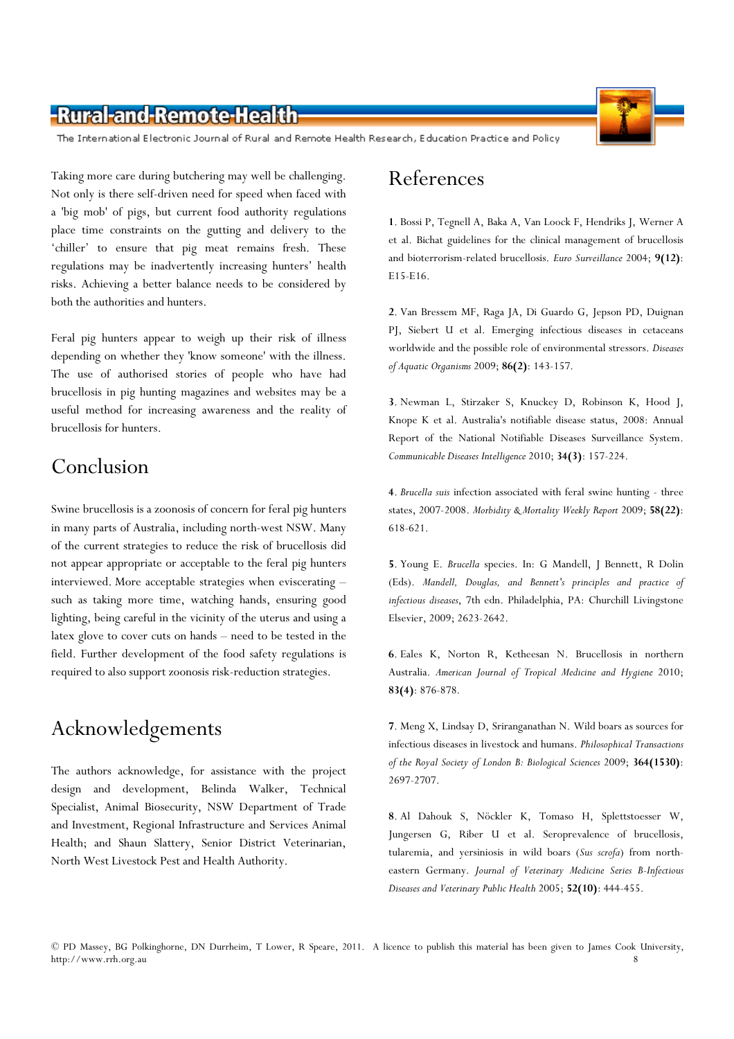Taking more care during butchering may well be challenging. Not only is there self-driven need for speed when faced with a 'big mob' of pigs, but current food authority regulations place time constraints on the gutting and delivery to the 'chiller' to ensure that pig meat remains fresh. These regulations may be inadvertently increasing hunters' health risks. Achieving a better balance needs to be considered by both the authorities and hunters.

Feral pig hunters appear to weigh up their risk of illness depending on whether they 'know someone' with the illness. The use of authorised stories of people who have had brucellosis in pig hunting magazines and websites may be a useful method for increasing awareness and the reality of brucellosis for hunters.

# Conclusion

Swine brucellosis is a zoonosis of concern for feral pig hunters in many parts of Australia, including north-west NSW. Many of the current strategies to reduce the risk of brucellosis did not appear appropriate or acceptable to the feral pig hunters interviewed. More acceptable strategies when eviscerating – such as taking more time, watching hands, ensuring good lighting, being careful in the vicinity of the uterus and using a latex glove to cover cuts on hands – need to be tested in the field. Further development of the food safety regulations is required to also support zoonosis risk-reduction strategies.

# Acknowledgements

The authors acknowledge, for assistance with the project design and development, Belinda Walker, Technical Specialist, Animal Biosecurity, NSW Department of Trade and Investment, Regional Infrastructure and Services Animal Health; and Shaun Slattery, Senior District Veterinarian, North West Livestock Pest and Health Authority.

# References

**1**. Bossi P, Tegnell A, Baka A, Van Loock F, Hendriks J, Werner A et al. Bichat guidelines for the clinical management of brucellosis and bioterrorism-related brucellosis. *Euro Surveillance* 2004; **9(12)**: E15-E16.

**2**. Van Bressem MF, Raga JA, Di Guardo G, Jepson PD, Duignan PJ, Siebert U et al. Emerging infectious diseases in cetaceans worldwide and the possible role of environmental stressors. *Diseases of Aquatic Organisms* 2009; **86(2)**: 143-157.

**3**. Newman L, Stirzaker S, Knuckey D, Robinson K, Hood J, Knope K et al. Australia's notifiable disease status, 2008: Annual Report of the National Notifiable Diseases Surveillance System. *Communicable Diseases Intelligence* 2010; **34(3)**: 157-224.

**4**. *Brucella suis* infection associated with feral swine hunting - three states, 2007-2008. *Morbidity & Mortality Weekly Report* 2009; **58(22)**: 618-621.

**5**. Young E. *Brucella* species. In: G Mandell, J Bennett, R Dolin (Eds). *Mandell, Douglas, and Bennett's principles and practice of infectious diseases*, 7th edn. Philadelphia, PA: Churchill Livingstone Elsevier, 2009; 2623-2642.

**6**. Eales K, Norton R, Ketheesan N. Brucellosis in northern Australia. *American Journal of Tropical Medicine and Hygiene* 2010; **83(4)**: 876-878.

**7**. Meng X, Lindsay D, Sriranganathan N. Wild boars as sources for infectious diseases in livestock and humans. *Philosophical Transactions of the Royal Society of London B: Biological Sciences* 2009; **364(1530)**: 2697-2707.

**8**. Al Dahouk S, Nöckler K, Tomaso H, Splettstoesser W, Jungersen G, Riber U et al. Seroprevalence of brucellosis, tularemia, and yersiniosis in wild boars (*Sus scrofa*) from north-eastern Germany. *Journal of Veterinary Medicine Series B-Infectious Diseases and Veterinary Public Health* 2005; **52(10)**: 444-455.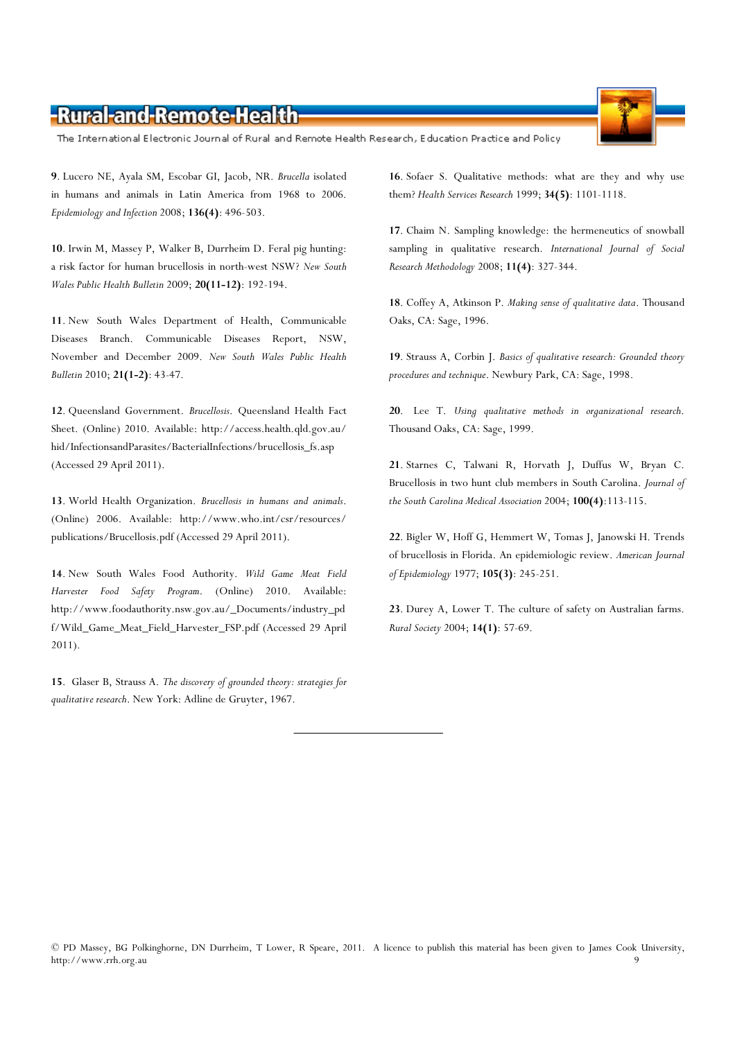**9**. Lucero NE, Ayala SM, Escobar GI, Jacob, NR. *Brucella* isolated in humans and animals in Latin America from 1968 to 2006. *Epidemiology and Infection* 2008; **136(4)**: 496-503.

**10**. Irwin M, Massey P, Walker B, Durrheim D. Feral pig hunting: a risk factor for human brucellosis in north-west NSW? *New South Wales Public Health Bulletin* 2009; **20(11-12)**: 192-194.

**11**. New South Wales Department of Health, Communicable Diseases Branch. Communicable Diseases Report, NSW, November and December 2009. *New South Wales Public Health Bulletin* 2010; **21(1-2)**: 43-47.

**12**. Queensland Government. *Brucellosis*. Queensland Health Fact Sheet. (Online) 2010. Available: http://access.health.qld.gov.au/hid/InfectionsandParasites/BacterialInfections/brucellosis_fs.asp (Accessed 29 April 2011).

**13**. World Health Organization. *Brucellosis in humans and animals*. (Online) 2006. Available: http://www.who.int/csr/resources/publications/Brucellosis.pdf (Accessed 29 April 2011).

**14**. New South Wales Food Authority. *Wild Game Meat Field Harvester Food Safety Program*. (Online) 2010. Available: http://www.foodauthority.nsw.gov.au/_Documents/industry_pdf/Wild_Game_Meat_Field_Harvester_FSP.pdf (Accessed 29 April 2011).

**15**. Glaser B, Strauss A. *The discovery of grounded theory: strategies for qualitative research*. New York: Adline de Gruyter, 1967.

**16**. Sofaer S. Qualitative methods: what are they and why use them? *Health Services Research* 1999; **34(5)**: 1101-1118.

**17**. Chaim N. Sampling knowledge: the hermeneutics of snowball sampling in qualitative research. *International Journal of Social Research Methodology* 2008; **11(4)**: 327-344.

**18**. Coffey A, Atkinson P. *Making sense of qualitative data*. Thousand Oaks, CA: Sage, 1996.

**19**. Strauss A, Corbin J. *Basics of qualitative research: Grounded theory procedures and technique*. Newbury Park, CA: Sage, 1998.

**20**. Lee T. *Using qualitative methods in organizational research*. Thousand Oaks, CA: Sage, 1999.

**21**. Starnes C, Talwani R, Horvath J, Duffus W, Bryan C. Brucellosis in two hunt club members in South Carolina. *Journal of the South Carolina Medical Association* 2004; **100(4)**:113-115.

**22**. Bigler W, Hoff G, Hemmert W, Tomas J, Janowski H. Trends of brucellosis in Florida. An epidemiologic review. *American Journal of Epidemiology* 1977; **105(3)**: 245-251.

**23**. Durey A, Lower T. The culture of safety on Australian farms. *Rural Society* 2004; **14(1)**: 57-69.